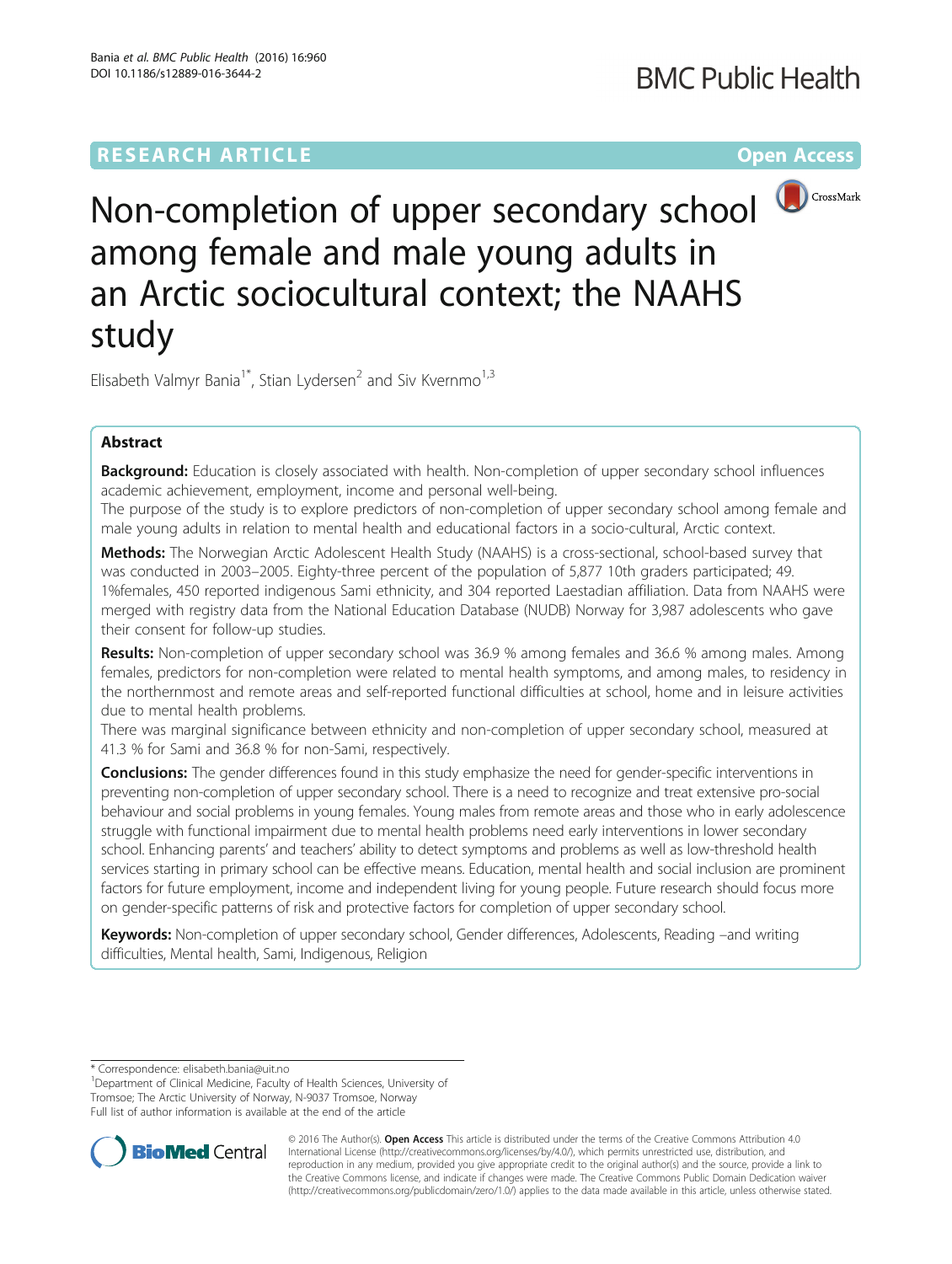RESEARCH ARTICLE

Open Access

# Non-completion of upper secondary school among female and male young adults in an Arctic sociocultural context; the NAAHS study

Elisabeth Valmyr Bania[1*], Stian Lydersen[2] and Siv Kvernmo[1,3]

## Abstract

**Background:** Education is closely associated with health. Non-completion of upper secondary school influences academic achievement, employment, income and personal well-being.

The purpose of the study is to explore predictors of non-completion of upper secondary school among female and male young adults in relation to mental health and educational factors in a socio-cultural, Arctic context.

**Methods:** The Norwegian Arctic Adolescent Health Study (NAAHS) is a cross-sectional, school-based survey that was conducted in 2003–2005. Eighty-three percent of the population of 5,877 10th graders participated; 49.1%females, 450 reported indigenous Sami ethnicity, and 304 reported Laestadian affiliation. Data from NAAHS were merged with registry data from the National Education Database (NUDB) Norway for 3,987 adolescents who gave their consent for follow-up studies.

**Results:** Non-completion of upper secondary school was 36.9 % among females and 36.6 % among males. Among females, predictors for non-completion were related to mental health symptoms, and among males, to residency in the northernmost and remote areas and self-reported functional difficulties at school, home and in leisure activities due to mental health problems.

There was marginal significance between ethnicity and non-completion of upper secondary school, measured at 41.3 % for Sami and 36.8 % for non-Sami, respectively.

**Conclusions:** The gender differences found in this study emphasize the need for gender-specific interventions in preventing non-completion of upper secondary school. There is a need to recognize and treat extensive pro-social behaviour and social problems in young females. Young males from remote areas and those who in early adolescence struggle with functional impairment due to mental health problems need early interventions in lower secondary school. Enhancing parents' and teachers' ability to detect symptoms and problems as well as low-threshold health services starting in primary school can be effective means. Education, mental health and social inclusion are prominent factors for future employment, income and independent living for young people. Future research should focus more on gender-specific patterns of risk and protective factors for completion of upper secondary school.

**Keywords:** Non-completion of upper secondary school, Gender differences, Adolescents, Reading –and writing difficulties, Mental health, Sami, Indigenous, Religion

\* Correspondence: elisabeth.bania@uit.no

[1]Department of Clinical Medicine, Faculty of Health Sciences, University of Tromsoe; The Arctic University of Norway, N-9037 Tromsoe, Norway

Full list of author information is available at the end of the article

© 2016 The Author(s). **Open Access** This article is distributed under the terms of the Creative Commons Attribution 4.0 International License (http://creativecommons.org/licenses/by/4.0/), which permits unrestricted use, distribution, and reproduction in any medium, provided you give appropriate credit to the original author(s) and the source, provide a link to the Creative Commons license, and indicate if changes were made. The Creative Commons Public Domain Dedication waiver (http://creativecommons.org/publicdomain/zero/1.0/) applies to the data made available in this article, unless otherwise stated.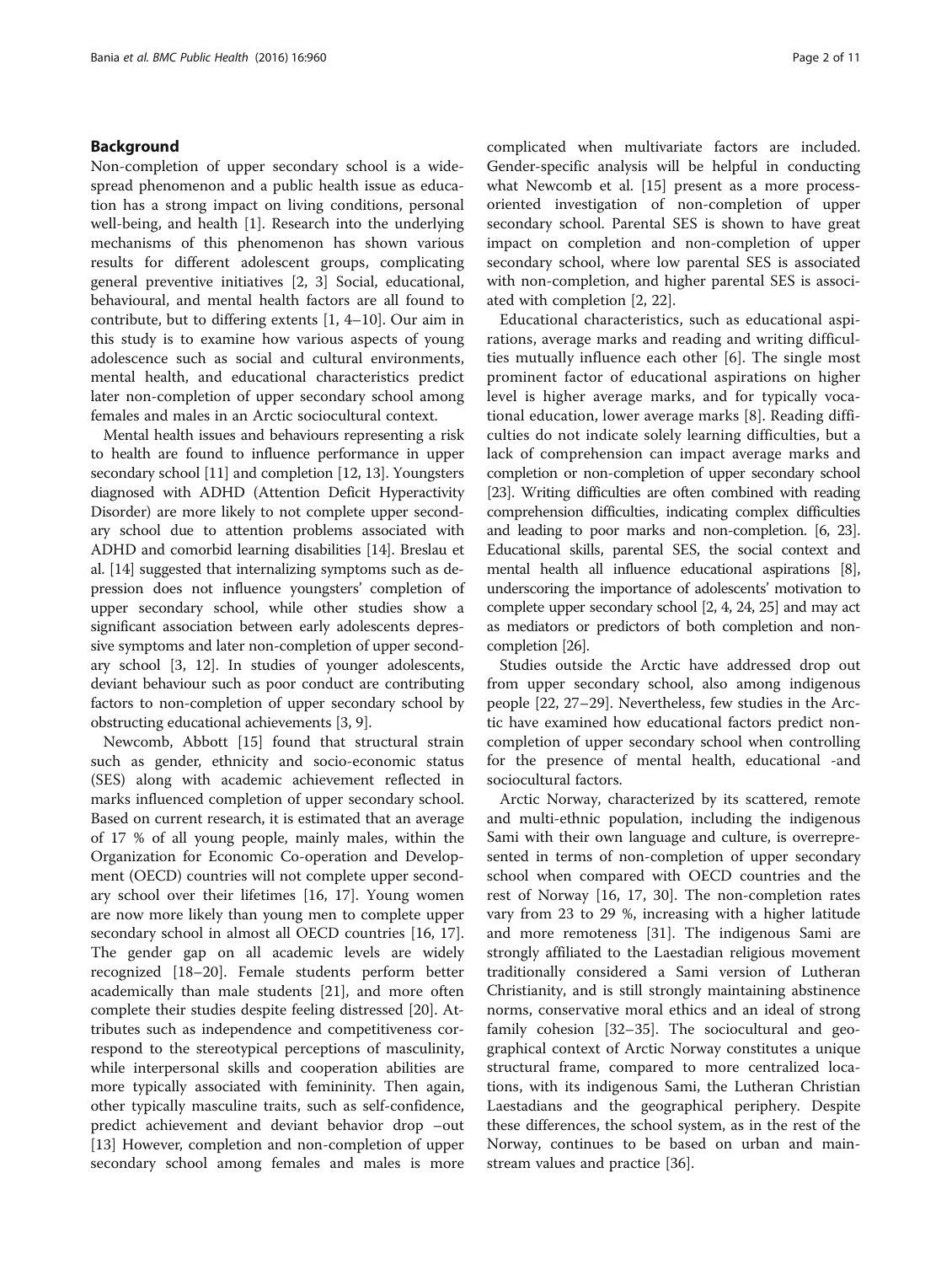## Background

Non-completion of upper secondary school is a widespread phenomenon and a public health issue as education has a strong impact on living conditions, personal well-being, and health [1]. Research into the underlying mechanisms of this phenomenon has shown various results for different adolescent groups, complicating general preventive initiatives [2, 3] Social, educational, behavioural, and mental health factors are all found to contribute, but to differing extents [1, 4–10]. Our aim in this study is to examine how various aspects of young adolescence such as social and cultural environments, mental health, and educational characteristics predict later non-completion of upper secondary school among females and males in an Arctic sociocultural context.

Mental health issues and behaviours representing a risk to health are found to influence performance in upper secondary school [11] and completion [12, 13]. Youngsters diagnosed with ADHD (Attention Deficit Hyperactivity Disorder) are more likely to not complete upper secondary school due to attention problems associated with ADHD and comorbid learning disabilities [14]. Breslau et al. [14] suggested that internalizing symptoms such as depression does not influence youngsters' completion of upper secondary school, while other studies show a significant association between early adolescents depressive symptoms and later non-completion of upper secondary school [3, 12]. In studies of younger adolescents, deviant behaviour such as poor conduct are contributing factors to non-completion of upper secondary school by obstructing educational achievements [3, 9].

Newcomb, Abbott [15] found that structural strain such as gender, ethnicity and socio-economic status (SES) along with academic achievement reflected in marks influenced completion of upper secondary school. Based on current research, it is estimated that an average of 17 % of all young people, mainly males, within the Organization for Economic Co-operation and Development (OECD) countries will not complete upper secondary school over their lifetimes [16, 17]. Young women are now more likely than young men to complete upper secondary school in almost all OECD countries [16, 17]. The gender gap on all academic levels are widely recognized [18–20]. Female students perform better academically than male students [21], and more often complete their studies despite feeling distressed [20]. Attributes such as independence and competitiveness correspond to the stereotypical perceptions of masculinity, while interpersonal skills and cooperation abilities are more typically associated with femininity. Then again, other typically masculine traits, such as self-confidence, predict achievement and deviant behavior drop –out [13] However, completion and non-completion of upper secondary school among females and males is more complicated when multivariate factors are included. Gender-specific analysis will be helpful in conducting what Newcomb et al. [15] present as a more process-oriented investigation of non-completion of upper secondary school. Parental SES is shown to have great impact on completion and non-completion of upper secondary school, where low parental SES is associated with non-completion, and higher parental SES is associated with completion [2, 22].

Educational characteristics, such as educational aspirations, average marks and reading and writing difficulties mutually influence each other [6]. The single most prominent factor of educational aspirations on higher level is higher average marks, and for typically vocational education, lower average marks [8]. Reading difficulties do not indicate solely learning difficulties, but a lack of comprehension can impact average marks and completion or non-completion of upper secondary school [23]. Writing difficulties are often combined with reading comprehension difficulties, indicating complex difficulties and leading to poor marks and non-completion. [6, 23]. Educational skills, parental SES, the social context and mental health all influence educational aspirations [8], underscoring the importance of adolescents' motivation to complete upper secondary school [2, 4, 24, 25] and may act as mediators or predictors of both completion and non-completion [26].

Studies outside the Arctic have addressed drop out from upper secondary school, also among indigenous people [22, 27–29]. Nevertheless, few studies in the Arctic have examined how educational factors predict non-completion of upper secondary school when controlling for the presence of mental health, educational -and sociocultural factors.

Arctic Norway, characterized by its scattered, remote and multi-ethnic population, including the indigenous Sami with their own language and culture, is overrepresented in terms of non-completion of upper secondary school when compared with OECD countries and the rest of Norway [16, 17, 30]. The non-completion rates vary from 23 to 29 %, increasing with a higher latitude and more remoteness [31]. The indigenous Sami are strongly affiliated to the Laestadian religious movement traditionally considered a Sami version of Lutheran Christianity, and is still strongly maintaining abstinence norms, conservative moral ethics and an ideal of strong family cohesion [32–35]. The sociocultural and geographical context of Arctic Norway constitutes a unique structural frame, compared to more centralized locations, with its indigenous Sami, the Lutheran Christian Laestadians and the geographical periphery. Despite these differences, the school system, as in the rest of the Norway, continues to be based on urban and mainstream values and practice [36].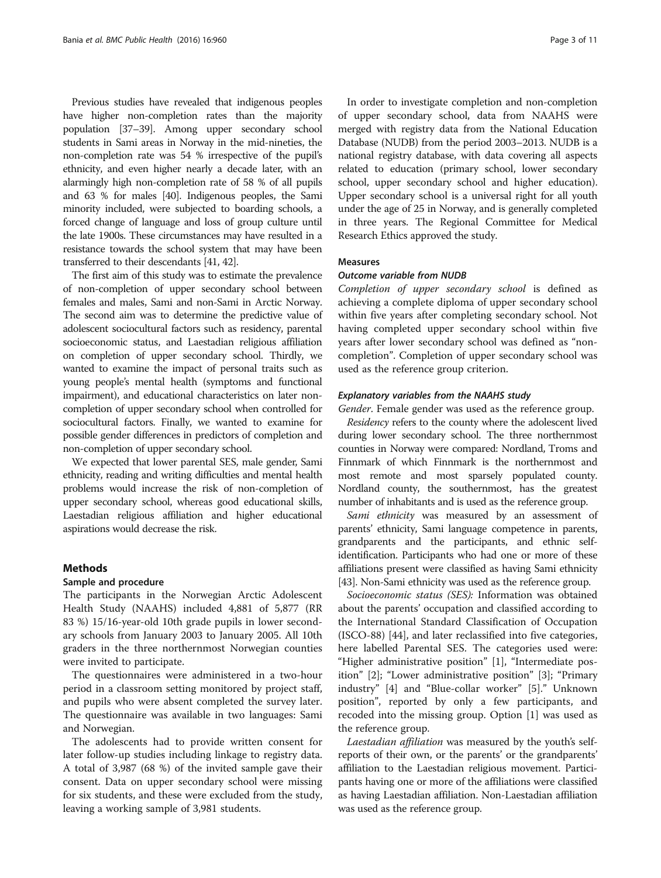Previous studies have revealed that indigenous peoples have higher non-completion rates than the majority population [37–39]. Among upper secondary school students in Sami areas in Norway in the mid-nineties, the non-completion rate was 54 % irrespective of the pupil's ethnicity, and even higher nearly a decade later, with an alarmingly high non-completion rate of 58 % of all pupils and 63 % for males [40]. Indigenous peoples, the Sami minority included, were subjected to boarding schools, a forced change of language and loss of group culture until the late 1900s. These circumstances may have resulted in a resistance towards the school system that may have been transferred to their descendants [41, 42].

The first aim of this study was to estimate the prevalence of non-completion of upper secondary school between females and males, Sami and non-Sami in Arctic Norway. The second aim was to determine the predictive value of adolescent sociocultural factors such as residency, parental socioeconomic status, and Laestadian religious affiliation on completion of upper secondary school. Thirdly, we wanted to examine the impact of personal traits such as young people's mental health (symptoms and functional impairment), and educational characteristics on later non-completion of upper secondary school when controlled for sociocultural factors. Finally, we wanted to examine for possible gender differences in predictors of completion and non-completion of upper secondary school.

We expected that lower parental SES, male gender, Sami ethnicity, reading and writing difficulties and mental health problems would increase the risk of non-completion of upper secondary school, whereas good educational skills, Laestadian religious affiliation and higher educational aspirations would decrease the risk.

## Methods

### Sample and procedure

The participants in the Norwegian Arctic Adolescent Health Study (NAAHS) included 4,881 of 5,877 (RR 83 %) 15/16-year-old 10th grade pupils in lower secondary schools from January 2003 to January 2005. All 10th graders in the three northernmost Norwegian counties were invited to participate.

The questionnaires were administered in a two-hour period in a classroom setting monitored by project staff, and pupils who were absent completed the survey later. The questionnaire was available in two languages: Sami and Norwegian.

The adolescents had to provide written consent for later follow-up studies including linkage to registry data. A total of 3,987 (68 %) of the invited sample gave their consent. Data on upper secondary school were missing for six students, and these were excluded from the study, leaving a working sample of 3,981 students.

In order to investigate completion and non-completion of upper secondary school, data from NAAHS were merged with registry data from the National Education Database (NUDB) from the period 2003–2013. NUDB is a national registry database, with data covering all aspects related to education (primary school, lower secondary school, upper secondary school and higher education). Upper secondary school is a universal right for all youth under the age of 25 in Norway, and is generally completed in three years. The Regional Committee for Medical Research Ethics approved the study.

### Measures

#### Outcome variable from NUDB

*Completion of upper secondary school* is defined as achieving a complete diploma of upper secondary school within five years after completing secondary school. Not having completed upper secondary school within five years after lower secondary school was defined as "non-completion". Completion of upper secondary school was used as the reference group criterion.

#### Explanatory variables from the NAAHS study

*Gender*. Female gender was used as the reference group.

*Residency* refers to the county where the adolescent lived during lower secondary school. The three northernmost counties in Norway were compared: Nordland, Troms and Finnmark of which Finnmark is the northernmost and most remote and most sparsely populated county. Nordland county, the southernmost, has the greatest number of inhabitants and is used as the reference group.

*Sami ethnicity* was measured by an assessment of parents' ethnicity, Sami language competence in parents, grandparents and the participants, and ethnic self-identification. Participants who had one or more of these affiliations present were classified as having Sami ethnicity [43]. Non-Sami ethnicity was used as the reference group.

*Socioeconomic status (SES):* Information was obtained about the parents' occupation and classified according to the International Standard Classification of Occupation (ISCO-88) [44], and later reclassified into five categories, here labelled Parental SES. The categories used were: "Higher administrative position" [1], "Intermediate position" [2]; "Lower administrative position" [3]; "Primary industry" [4] and "Blue-collar worker" [5]." Unknown position", reported by only a few participants, and recoded into the missing group. Option [1] was used as the reference group.

*Laestadian affiliation* was measured by the youth's self-reports of their own, or the parents' or the grandparents' affiliation to the Laestadian religious movement. Participants having one or more of the affiliations were classified as having Laestadian affiliation. Non-Laestadian affiliation was used as the reference group.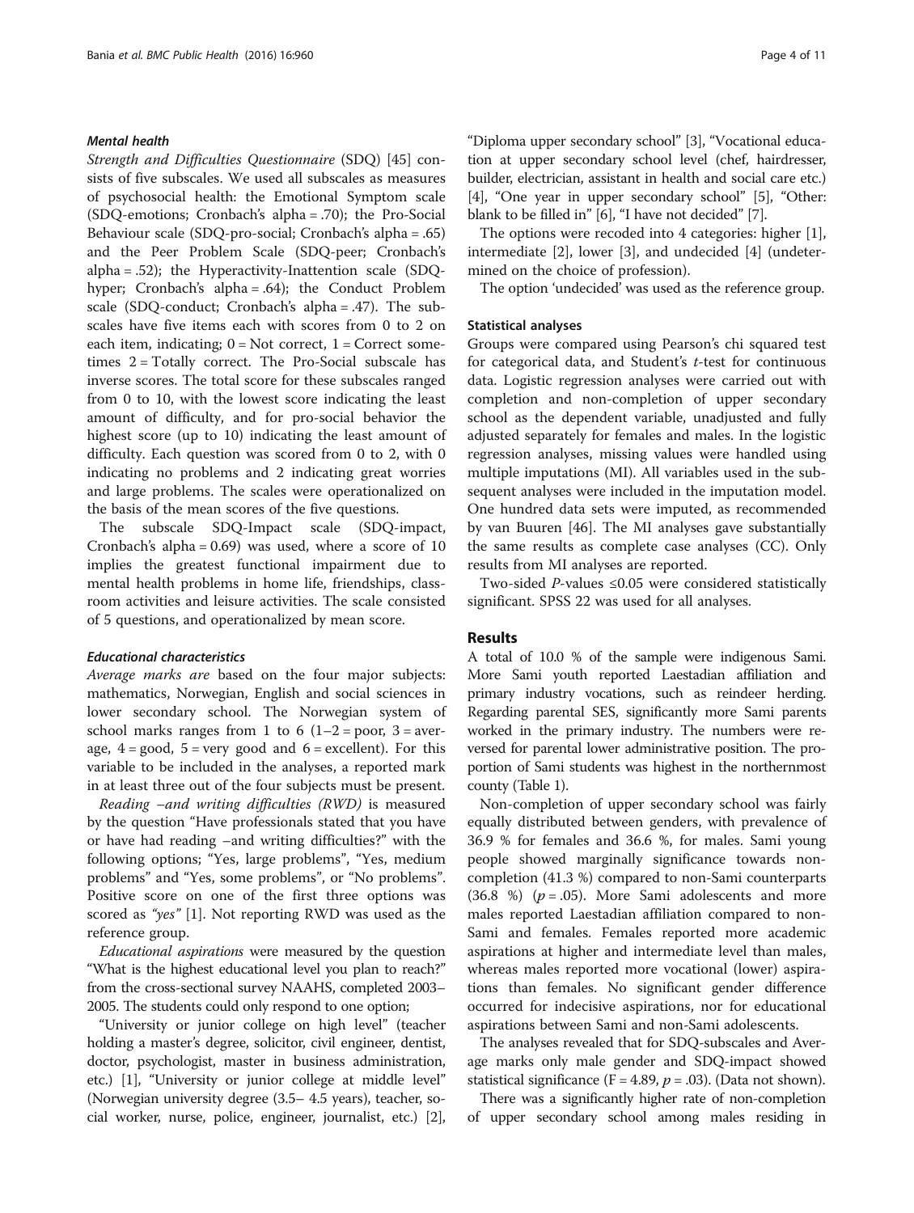#### Mental health

*Strength and Difficulties Questionnaire* (SDQ) [45] consists of five subscales. We used all subscales as measures of psychosocial health: the Emotional Symptom scale (SDQ-emotions; Cronbach's alpha = .70); the Pro-Social Behaviour scale (SDQ-pro-social; Cronbach's alpha = .65) and the Peer Problem Scale (SDQ-peer; Cronbach's alpha = .52); the Hyperactivity-Inattention scale (SDQ-hyper; Cronbach's alpha = .64); the Conduct Problem scale (SDQ-conduct; Cronbach's alpha = .47). The subscales have five items each with scores from 0 to 2 on each item, indicating; 0 = Not correct, 1 = Correct sometimes 2 = Totally correct. The Pro-Social subscale has inverse scores. The total score for these subscales ranged from 0 to 10, with the lowest score indicating the least amount of difficulty, and for pro-social behavior the highest score (up to 10) indicating the least amount of difficulty. Each question was scored from 0 to 2, with 0 indicating no problems and 2 indicating great worries and large problems. The scales were operationalized on the basis of the mean scores of the five questions.

The subscale SDQ-Impact scale (SDQ-impact, Cronbach's alpha = 0.69) was used, where a score of 10 implies the greatest functional impairment due to mental health problems in home life, friendships, classroom activities and leisure activities. The scale consisted of 5 questions, and operationalized by mean score.

#### Educational characteristics

*Average marks* are based on the four major subjects: mathematics, Norwegian, English and social sciences in lower secondary school. The Norwegian system of school marks ranges from 1 to 6 (1–2 = poor, 3 = average, 4 = good, 5 = very good and 6 = excellent). For this variable to be included in the analyses, a reported mark in at least three out of the four subjects must be present.

*Reading –and writing difficulties (RWD)* is measured by the question "Have professionals stated that you have or have had reading –and writing difficulties?" with the following options; "Yes, large problems", "Yes, medium problems" and "Yes, some problems", or "No problems". Positive score on one of the first three options was scored as *"yes"* [1]. Not reporting RWD was used as the reference group.

*Educational aspirations* were measured by the question "What is the highest educational level you plan to reach?" from the cross-sectional survey NAAHS, completed 2003–2005. The students could only respond to one option;

"University or junior college on high level" (teacher holding a master's degree, solicitor, civil engineer, dentist, doctor, psychologist, master in business administration, etc.) [1], "University or junior college at middle level" (Norwegian university degree (3.5– 4.5 years), teacher, social worker, nurse, police, engineer, journalist, etc.) [2], "Diploma upper secondary school" [3], "Vocational education at upper secondary school level (chef, hairdresser, builder, electrician, assistant in health and social care etc.) [4], "One year in upper secondary school" [5], "Other: blank to be filled in" [6], "I have not decided" [7].

The options were recoded into 4 categories: higher [1], intermediate [2], lower [3], and undecided [4] (undetermined on the choice of profession).

The option 'undecided' was used as the reference group.

### Statistical analyses

Groups were compared using Pearson's chi squared test for categorical data, and Student's *t*-test for continuous data. Logistic regression analyses were carried out with completion and non-completion of upper secondary school as the dependent variable, unadjusted and fully adjusted separately for females and males. In the logistic regression analyses, missing values were handled using multiple imputations (MI). All variables used in the subsequent analyses were included in the imputation model. One hundred data sets were imputed, as recommended by van Buuren [46]. The MI analyses gave substantially the same results as complete case analyses (CC). Only results from MI analyses are reported.

Two-sided *P*-values ≤0.05 were considered statistically significant. SPSS 22 was used for all analyses.

## Results

A total of 10.0 % of the sample were indigenous Sami. More Sami youth reported Laestadian affiliation and primary industry vocations, such as reindeer herding. Regarding parental SES, significantly more Sami parents worked in the primary industry. The numbers were reversed for parental lower administrative position. The proportion of Sami students was highest in the northernmost county (Table 1).

Non-completion of upper secondary school was fairly equally distributed between genders, with prevalence of 36.9 % for females and 36.6 %, for males. Sami young people showed marginally significance towards non-completion (41.3 %) compared to non-Sami counterparts (36.8 %) ($p = .05$). More Sami adolescents and more males reported Laestadian affiliation compared to non-Sami and females. Females reported more academic aspirations at higher and intermediate level than males, whereas males reported more vocational (lower) aspirations than females. No significant gender difference occurred for indecisive aspirations, nor for educational aspirations between Sami and non-Sami adolescents.

The analyses revealed that for SDQ-subscales and Average marks only male gender and SDQ-impact showed statistical significance ($F = 4.89$, $p = .03$). (Data not shown).

There was a significantly higher rate of non-completion of upper secondary school among males residing in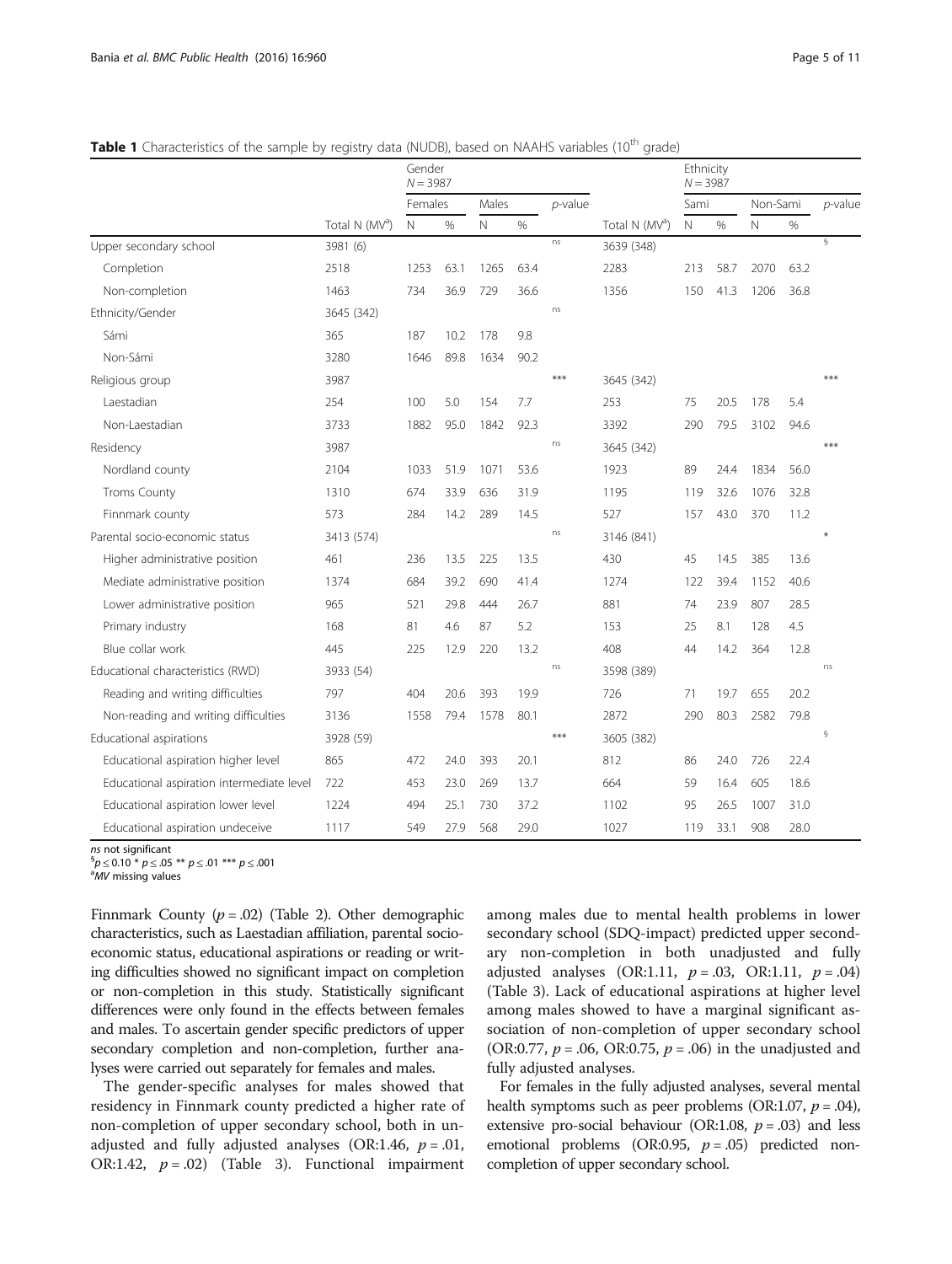**Table 1** Characteristics of the sample by registry data (NUDB), based on NAAHS variables (10th grade)

| | | Gender $N = 3987$ | | | | | | Ethnicity $N = 3987$ | | | | | |
|---|---|---|---|---|---|---|---|---|---|---|---|---|---|
| | | Females | | Males | | *p*-value | | Sami | | Non-Sami | | *p*-value |
| | Total N (MV[a]) | N | % | N | % | | Total N (MV[a]) | N | % | N | % | |
| Upper secondary school | 3981 (6) | | | | | ns | 3639 (348) | | | | | § |
| Completion | 2518 | 1253 | 63.1 | 1265 | 63.4 | | 2283 | 213 | 58.7 | 2070 | 63.2 | |
| Non-completion | 1463 | 734 | 36.9 | 729 | 36.6 | | 1356 | 150 | 41.3 | 1206 | 36.8 | |
| Ethnicity/Gender | 3645 (342) | | | | | ns | | | | | | |
| Sámi | 365 | 187 | 10.2 | 178 | 9.8 | | | | | | | |
| Non-Sámi | 3280 | 1646 | 89.8 | 1634 | 90.2 | | | | | | | |
| Religious group | 3987 | | | | | *** | 3645 (342) | | | | | *** |
| Laestadian | 254 | 100 | 5.0 | 154 | 7.7 | | 253 | 75 | 20.5 | 178 | 5.4 | |
| Non-Laestadian | 3733 | 1882 | 95.0 | 1842 | 92.3 | | 3392 | 290 | 79.5 | 3102 | 94.6 | |
| Residency | 3987 | | | | | ns | 3645 (342) | | | | | *** |
| Nordland county | 2104 | 1033 | 51.9 | 1071 | 53.6 | | 1923 | 89 | 24.4 | 1834 | 56.0 | |
| Troms County | 1310 | 674 | 33.9 | 636 | 31.9 | | 1195 | 119 | 32.6 | 1076 | 32.8 | |
| Finnmark county | 573 | 284 | 14.2 | 289 | 14.5 | | 527 | 157 | 43.0 | 370 | 11.2 | |
| Parental socio-economic status | 3413 (574) | | | | | ns | 3146 (841) | | | | | * |
| Higher administrative position | 461 | 236 | 13.5 | 225 | 13.5 | | 430 | 45 | 14.5 | 385 | 13.6 | |
| Mediate administrative position | 1374 | 684 | 39.2 | 690 | 41.4 | | 1274 | 122 | 39.4 | 1152 | 40.6 | |
| Lower administrative position | 965 | 521 | 29.8 | 444 | 26.7 | | 881 | 74 | 23.9 | 807 | 28.5 | |
| Primary industry | 168 | 81 | 4.6 | 87 | 5.2 | | 153 | 25 | 8.1 | 128 | 4.5 | |
| Blue collar work | 445 | 225 | 12.9 | 220 | 13.2 | | 408 | 44 | 14.2 | 364 | 12.8 | |
| Educational characteristics (RWD) | 3933 (54) | | | | | ns | 3598 (389) | | | | | ns |
| Reading and writing difficulties | 797 | 404 | 20.6 | 393 | 19.9 | | 726 | 71 | 19.7 | 655 | 20.2 | |
| Non-reading and writing difficulties | 3136 | 1558 | 79.4 | 1578 | 80.1 | | 2872 | 290 | 80.3 | 2582 | 79.8 | |
| Educational aspirations | 3928 (59) | | | | | *** | 3605 (382) | | | | | § |
| Educational aspiration higher level | 865 | 472 | 24.0 | 393 | 20.1 | | 812 | 86 | 24.0 | 726 | 22.4 | |
| Educational aspiration intermediate level | 722 | 453 | 23.0 | 269 | 13.7 | | 664 | 59 | 16.4 | 605 | 18.6 | |
| Educational aspiration lower level | 1224 | 494 | 25.1 | 730 | 37.2 | | 1102 | 95 | 26.5 | 1007 | 31.0 | |
| Educational aspiration undeceive | 1117 | 549 | 27.9 | 568 | 29.0 | | 1027 | 119 | 33.1 | 908 | 28.0 | |

*ns* not significant
§$p \leq 0.10$ * $p \leq .05$ ** $p \leq .01$ *** $p \leq .001$
[a]*MV* missing values

Finnmark County ($p = .02$) (Table 2). Other demographic characteristics, such as Laestadian affiliation, parental socio-economic status, educational aspirations or reading or writing difficulties showed no significant impact on completion or non-completion in this study. Statistically significant differences were only found in the effects between females and males. To ascertain gender specific predictors of upper secondary completion and non-completion, further analyses were carried out separately for females and males.

The gender-specific analyses for males showed that residency in Finnmark county predicted a higher rate of non-completion of upper secondary school, both in unadjusted and fully adjusted analyses (OR:1.46, $p = .01$, OR:1.42, $p = .02$) (Table 3). Functional impairment among males due to mental health problems in lower secondary school (SDQ-impact) predicted upper secondary non-completion in both unadjusted and fully adjusted analyses (OR:1.11, $p = .03$, OR:1.11, $p = .04$) (Table 3). Lack of educational aspirations at higher level among males showed to have a marginal significant association of non-completion of upper secondary school (OR:0.77, $p = .06$, OR:0.75, $p = .06$) in the unadjusted and fully adjusted analyses.

For females in the fully adjusted analyses, several mental health symptoms such as peer problems (OR:1.07, $p = .04$), extensive pro-social behaviour (OR:1.08, $p = .03$) and less emotional problems (OR:0.95, $p = .05$) predicted non-completion of upper secondary school.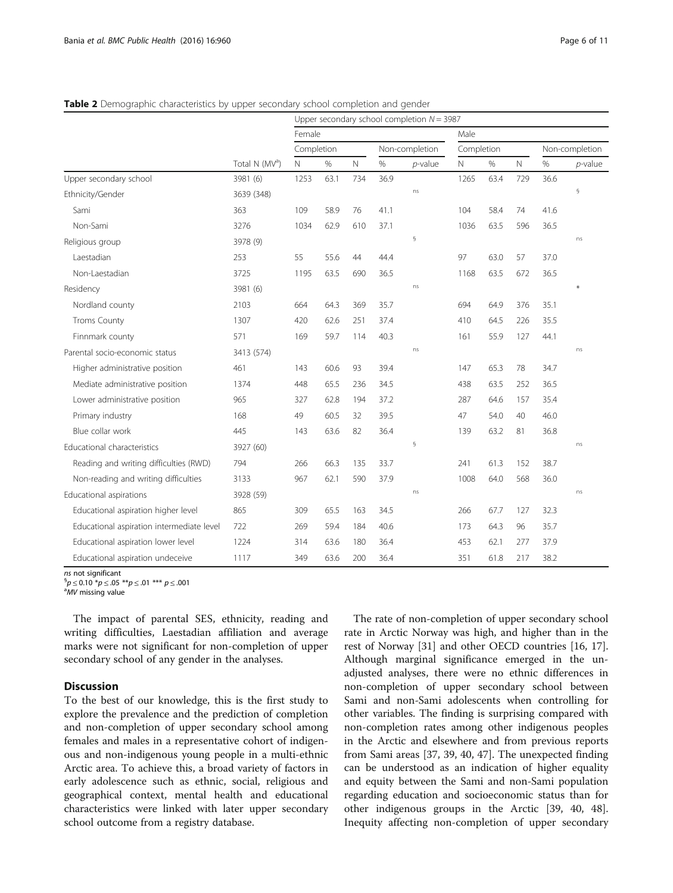**Table 2** Demographic characteristics by upper secondary school completion and gender

| | | Upper secondary school completion $N = 3987$ | | | | | | | | | |
|---|---|---|---|---|---|---|---|---|---|---|---|
| | | Female | | | | | Male | | | | |
| | | Completion | | Non-completion | | | Completion | | Non-completion | | |
| | Total N (MV[a]) | N | % | N | % | *p*-value | N | % | N | % | *p*-value |
| Upper secondary school | 3981 (6) | 1253 | 63.1 | 734 | 36.9 | | 1265 | 63.4 | 729 | 36.6 | |
| Ethnicity/Gender | 3639 (348) | | | | | ns | | | | | § |
| Sami | 363 | 109 | 58.9 | 76 | 41.1 | | 104 | 58.4 | 74 | 41.6 | |
| Non-Sami | 3276 | 1034 | 62.9 | 610 | 37.1 | | 1036 | 63.5 | 596 | 36.5 | |
| Religious group | 3978 (9) | | | | | § | | | | | ns |
| Laestadian | 253 | 55 | 55.6 | 44 | 44.4 | | 97 | 63.0 | 57 | 37.0 | |
| Non-Laestadian | 3725 | 1195 | 63.5 | 690 | 36.5 | | 1168 | 63.5 | 672 | 36.5 | |
| Residency | 3981 (6) | | | | | ns | | | | | * |
| Nordland county | 2103 | 664 | 64.3 | 369 | 35.7 | | 694 | 64.9 | 376 | 35.1 | |
| Troms County | 1307 | 420 | 62.6 | 251 | 37.4 | | 410 | 64.5 | 226 | 35.5 | |
| Finnmark county | 571 | 169 | 59.7 | 114 | 40.3 | | 161 | 55.9 | 127 | 44.1 | |
| Parental socio-economic status | 3413 (574) | | | | | ns | | | | | ns |
| Higher administrative position | 461 | 143 | 60.6 | 93 | 39.4 | | 147 | 65.3 | 78 | 34.7 | |
| Mediate administrative position | 1374 | 448 | 65.5 | 236 | 34.5 | | 438 | 63.5 | 252 | 36.5 | |
| Lower administrative position | 965 | 327 | 62.8 | 194 | 37.2 | | 287 | 64.6 | 157 | 35.4 | |
| Primary industry | 168 | 49 | 60.5 | 32 | 39.5 | | 47 | 54.0 | 40 | 46.0 | |
| Blue collar work | 445 | 143 | 63.6 | 82 | 36.4 | | 139 | 63.2 | 81 | 36.8 | |
| Educational characteristics | 3927 (60) | | | | | § | | | | | ns |
| Reading and writing difficulties (RWD) | 794 | 266 | 66.3 | 135 | 33.7 | | 241 | 61.3 | 152 | 38.7 | |
| Non-reading and writing difficulties | 3133 | 967 | 62.1 | 590 | 37.9 | | 1008 | 64.0 | 568 | 36.0 | |
| Educational aspirations | 3928 (59) | | | | | ns | | | | | ns |
| Educational aspiration higher level | 865 | 309 | 65.5 | 163 | 34.5 | | 266 | 67.7 | 127 | 32.3 | |
| Educational aspiration intermediate level | 722 | 269 | 59.4 | 184 | 40.6 | | 173 | 64.3 | 96 | 35.7 | |
| Educational aspiration lower level | 1224 | 314 | 63.6 | 180 | 36.4 | | 453 | 62.1 | 277 | 37.9 | |
| Educational aspiration undeceive | 1117 | 349 | 63.6 | 200 | 36.4 | | 351 | 61.8 | 217 | 38.2 | |

*ns* not significant
§$p \leq 0.10$ *$p \leq .05$ **$p \leq .01$ *** $p \leq .001$
[a]*MV* missing value

The impact of parental SES, ethnicity, reading and writing difficulties, Laestadian affiliation and average marks were not significant for non-completion of upper secondary school of any gender in the analyses.

## Discussion

To the best of our knowledge, this is the first study to explore the prevalence and the prediction of completion and non-completion of upper secondary school among females and males in a representative cohort of indigenous and non-indigenous young people in a multi-ethnic Arctic area. To achieve this, a broad variety of factors in early adolescence such as ethnic, social, religious and geographical context, mental health and educational characteristics were linked with later upper secondary school outcome from a registry database.

The rate of non-completion of upper secondary school rate in Arctic Norway was high, and higher than in the rest of Norway [31] and other OECD countries [16, 17]. Although marginal significance emerged in the unadjusted analyses, there were no ethnic differences in non-completion of upper secondary school between Sami and non-Sami adolescents when controlling for other variables. The finding is surprising compared with non-completion rates among other indigenous peoples in the Arctic and elsewhere and from previous reports from Sami areas [37, 39, 40, 47]. The unexpected finding can be understood as an indication of higher equality and equity between the Sami and non-Sami population regarding education and socioeconomic status than for other indigenous groups in the Arctic [39, 40, 48]. Inequity affecting non-completion of upper secondary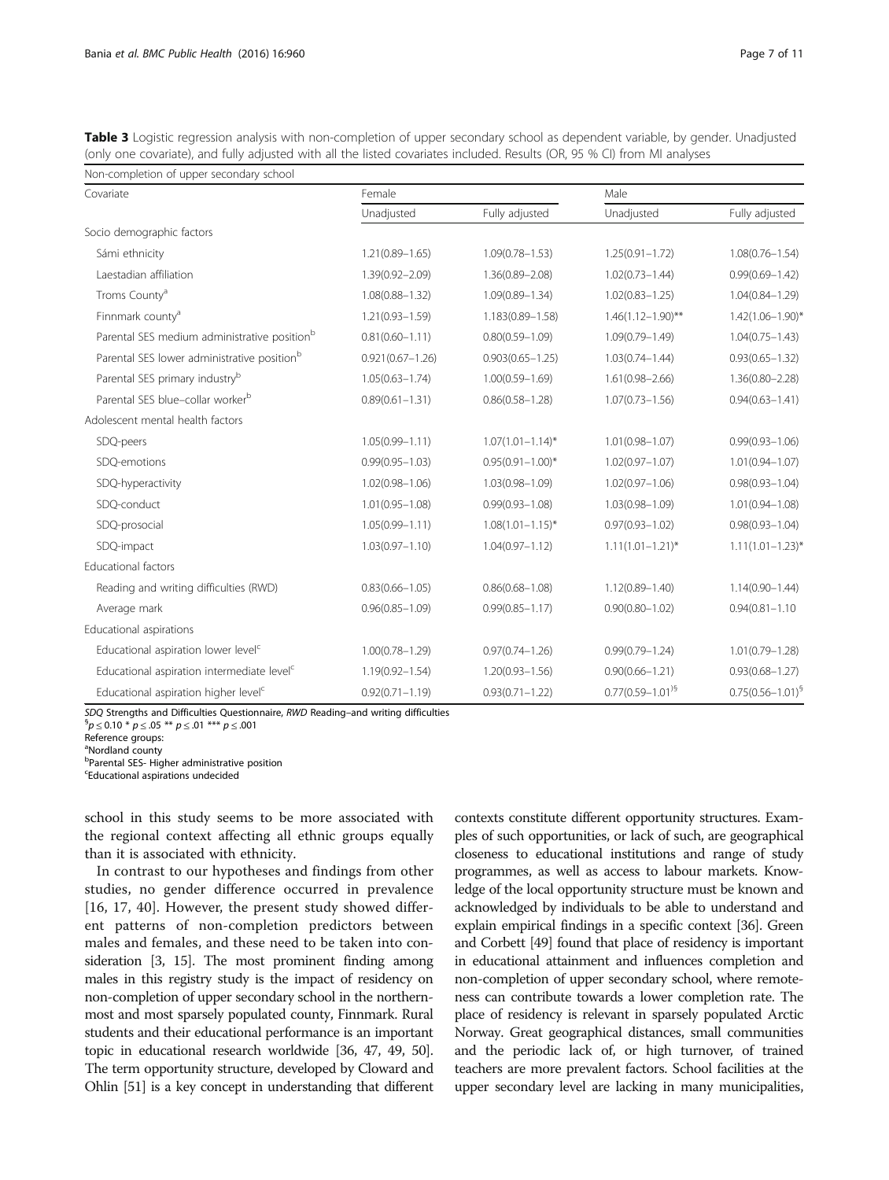**Table 3** Logistic regression analysis with non-completion of upper secondary school as dependent variable, by gender. Unadjusted (only one covariate), and fully adjusted with all the listed covariates included. Results (OR, 95 % CI) from MI analyses

| Non-completion of upper secondary school | | | | |
|---|---|---|---|---|
| Covariate | Female | | Male | |
| | Unadjusted | Fully adjusted | Unadjusted | Fully adjusted |
| Socio demographic factors | | | | |
| Sámi ethnicity | 1.21(0.89–1.65) | 1.09(0.78–1.53) | 1.25(0.91–1.72) | 1.08(0.76–1.54) |
| Laestadian affiliation | 1.39(0.92–2.09) | 1.36(0.89–2.08) | 1.02(0.73–1.44) | 0.99(0.69–1.42) |
| Troms County[a] | 1.08(0.88–1.32) | 1.09(0.89–1.34) | 1.02(0.83–1.25) | 1.04(0.84–1.29) |
| Finnmark county[a] | 1.21(0.93–1.59) | 1.183(0.89–1.58) | 1.46(1.12–1.90)** | 1.42(1.06–1.90)* |
| Parental SES medium administrative position[b] | 0.81(0.60–1.11) | 0.80(0.59–1.09) | 1.09(0.79–1.49) | 1.04(0.75–1.43) |
| Parental SES lower administrative position[b] | 0.921(0.67–1.26) | 0.903(0.65–1.25) | 1.03(0.74–1.44) | 0.93(0.65–1.32) |
| Parental SES primary industry[b] | 1.05(0.63–1.74) | 1.00(0.59–1.69) | 1.61(0.98–2.66) | 1.36(0.80–2.28) |
| Parental SES blue–collar worker[b] | 0.89(0.61–1.31) | 0.86(0.58–1.28) | 1.07(0.73–1.56) | 0.94(0.63–1.41) |
| Adolescent mental health factors | | | | |
| SDQ-peers | 1.05(0.99–1.11) | 1.07(1.01–1.14)* | 1.01(0.98–1.07) | 0.99(0.93–1.06) |
| SDQ-emotions | 0.99(0.95–1.03) | 0.95(0.91–1.00)* | 1.02(0.97–1.07) | 1.01(0.94–1.07) |
| SDQ-hyperactivity | 1.02(0.98–1.06) | 1.03(0.98–1.09) | 1.02(0.97–1.06) | 0.98(0.93–1.04) |
| SDQ-conduct | 1.01(0.95–1.08) | 0.99(0.93–1.08) | 1.03(0.98–1.09) | 1.01(0.94–1.08) |
| SDQ-prosocial | 1.05(0.99–1.11) | 1.08(1.01–1.15)* | 0.97(0.93–1.02) | 0.98(0.93–1.04) |
| SDQ-impact | 1.03(0.97–1.10) | 1.04(0.97–1.12) | 1.11(1.01–1.21)* | 1.11(1.01–1.23)* |
| Educational factors | | | | |
| Reading and writing difficulties (RWD) | 0.83(0.66–1.05) | 0.86(0.68–1.08) | 1.12(0.89–1.40) | 1.14(0.90–1.44) |
| Average mark | 0.96(0.85–1.09) | 0.99(0.85–1.17) | 0.90(0.80–1.02) | 0.94(0.81–1.10 |
| Educational aspirations | | | | |
| Educational aspiration lower level[c] | 1.00(0.78–1.29) | 0.97(0.74–1.26) | 0.99(0.79–1.24) | 1.01(0.79–1.28) |
| Educational aspiration intermediate level[c] | 1.19(0.92–1.54) | 1.20(0.93–1.56) | 0.90(0.66–1.21) | 0.93(0.68–1.27) |
| Educational aspiration higher level[c] | 0.92(0.71–1.19) | 0.93(0.71–1.22) | 0.77(0.59–1.01)[§] | 0.75(0.56–1.01)[§] |

*SDQ* Strengths and Difficulties Questionnaire, *RWD* Reading–and writing difficulties
[§]$p \leq 0.10$ * $p \leq .05$ ** $p \leq .01$ *** $p \leq .001$
Reference groups:
[a]Nordland county
[b]Parental SES- Higher administrative position
[c]Educational aspirations undecided

school in this study seems to be more associated with the regional context affecting all ethnic groups equally than it is associated with ethnicity.

In contrast to our hypotheses and findings from other studies, no gender difference occurred in prevalence [16, 17, 40]. However, the present study showed different patterns of non-completion predictors between males and females, and these need to be taken into consideration [3, 15]. The most prominent finding among males in this registry study is the impact of residency on non-completion of upper secondary school in the northernmost and most sparsely populated county, Finnmark. Rural students and their educational performance is an important topic in educational research worldwide [36, 47, 49, 50]. The term opportunity structure, developed by Cloward and Ohlin [51] is a key concept in understanding that different contexts constitute different opportunity structures. Examples of such opportunities, or lack of such, are geographical closeness to educational institutions and range of study programmes, as well as access to labour markets. Knowledge of the local opportunity structure must be known and acknowledged by individuals to be able to understand and explain empirical findings in a specific context [36]. Green and Corbett [49] found that place of residency is important in educational attainment and influences completion and non-completion of upper secondary school, where remoteness can contribute towards a lower completion rate. The place of residency is relevant in sparsely populated Arctic Norway. Great geographical distances, small communities and the periodic lack of, or high turnover, of trained teachers are more prevalent factors. School facilities at the upper secondary level are lacking in many municipalities,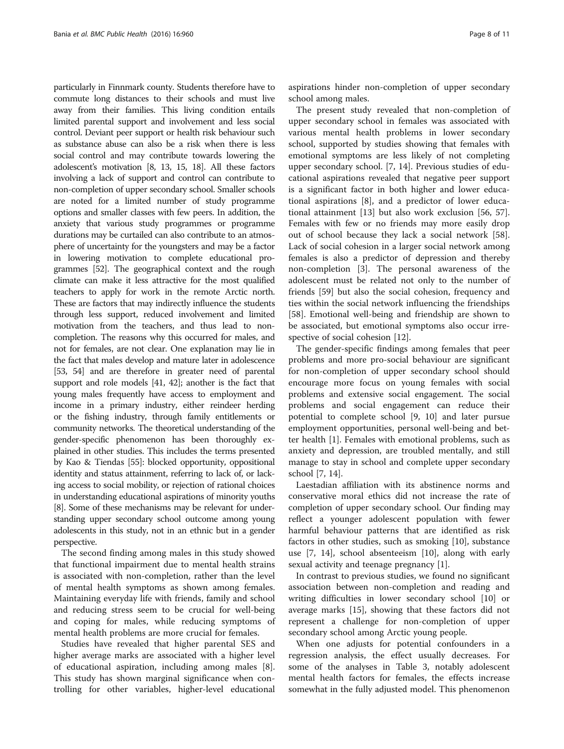particularly in Finnmark county. Students therefore have to commute long distances to their schools and must live away from their families. This living condition entails limited parental support and involvement and less social control. Deviant peer support or health risk behaviour such as substance abuse can also be a risk when there is less social control and may contribute towards lowering the adolescent's motivation [8, 13, 15, 18]. All these factors involving a lack of support and control can contribute to non-completion of upper secondary school. Smaller schools are noted for a limited number of study programme options and smaller classes with few peers. In addition, the anxiety that various study programmes or programme durations may be curtailed can also contribute to an atmosphere of uncertainty for the youngsters and may be a factor in lowering motivation to complete educational programmes [52]. The geographical context and the rough climate can make it less attractive for the most qualified teachers to apply for work in the remote Arctic north. These are factors that may indirectly influence the students through less support, reduced involvement and limited motivation from the teachers, and thus lead to non-completion. The reasons why this occurred for males, and not for females, are not clear. One explanation may lie in the fact that males develop and mature later in adolescence [53, 54] and are therefore in greater need of parental support and role models [41, 42]; another is the fact that young males frequently have access to employment and income in a primary industry, either reindeer herding or the fishing industry, through family entitlements or community networks. The theoretical understanding of the gender-specific phenomenon has been thoroughly explained in other studies. This includes the terms presented by Kao & Tiendas [55]: blocked opportunity, oppositional identity and status attainment, referring to lack of, or lacking access to social mobility, or rejection of rational choices in understanding educational aspirations of minority youths [8]. Some of these mechanisms may be relevant for understanding upper secondary school outcome among young adolescents in this study, not in an ethnic but in a gender perspective.

The second finding among males in this study showed that functional impairment due to mental health strains is associated with non-completion, rather than the level of mental health symptoms as shown among females. Maintaining everyday life with friends, family and school and reducing stress seem to be crucial for well-being and coping for males, while reducing symptoms of mental health problems are more crucial for females.

Studies have revealed that higher parental SES and higher average marks are associated with a higher level of educational aspiration, including among males [8]. This study has shown marginal significance when controlling for other variables, higher-level educational aspirations hinder non-completion of upper secondary school among males.

The present study revealed that non-completion of upper secondary school in females was associated with various mental health problems in lower secondary school, supported by studies showing that females with emotional symptoms are less likely of not completing upper secondary school. [7, 14]. Previous studies of educational aspirations revealed that negative peer support is a significant factor in both higher and lower educational aspirations [8], and a predictor of lower educational attainment [13] but also work exclusion [56, 57]. Females with few or no friends may more easily drop out of school because they lack a social network [58]. Lack of social cohesion in a larger social network among females is also a predictor of depression and thereby non-completion [3]. The personal awareness of the adolescent must be related not only to the number of friends [59] but also the social cohesion, frequency and ties within the social network influencing the friendships [58]. Emotional well-being and friendship are shown to be associated, but emotional symptoms also occur irrespective of social cohesion [12].

The gender-specific findings among females that peer problems and more pro-social behaviour are significant for non-completion of upper secondary school should encourage more focus on young females with social problems and extensive social engagement. The social problems and social engagement can reduce their potential to complete school [9, 10] and later pursue employment opportunities, personal well-being and better health [1]. Females with emotional problems, such as anxiety and depression, are troubled mentally, and still manage to stay in school and complete upper secondary school [7, 14].

Laestadian affiliation with its abstinence norms and conservative moral ethics did not increase the rate of completion of upper secondary school. Our finding may reflect a younger adolescent population with fewer harmful behaviour patterns that are identified as risk factors in other studies, such as smoking [10], substance use [7, 14], school absenteeism [10], along with early sexual activity and teenage pregnancy [1].

In contrast to previous studies, we found no significant association between non-completion and reading and writing difficulties in lower secondary school [10] or average marks [15], showing that these factors did not represent a challenge for non-completion of upper secondary school among Arctic young people.

When one adjusts for potential confounders in a regression analysis, the effect usually decreases. For some of the analyses in Table 3, notably adolescent mental health factors for females, the effects increase somewhat in the fully adjusted model. This phenomenon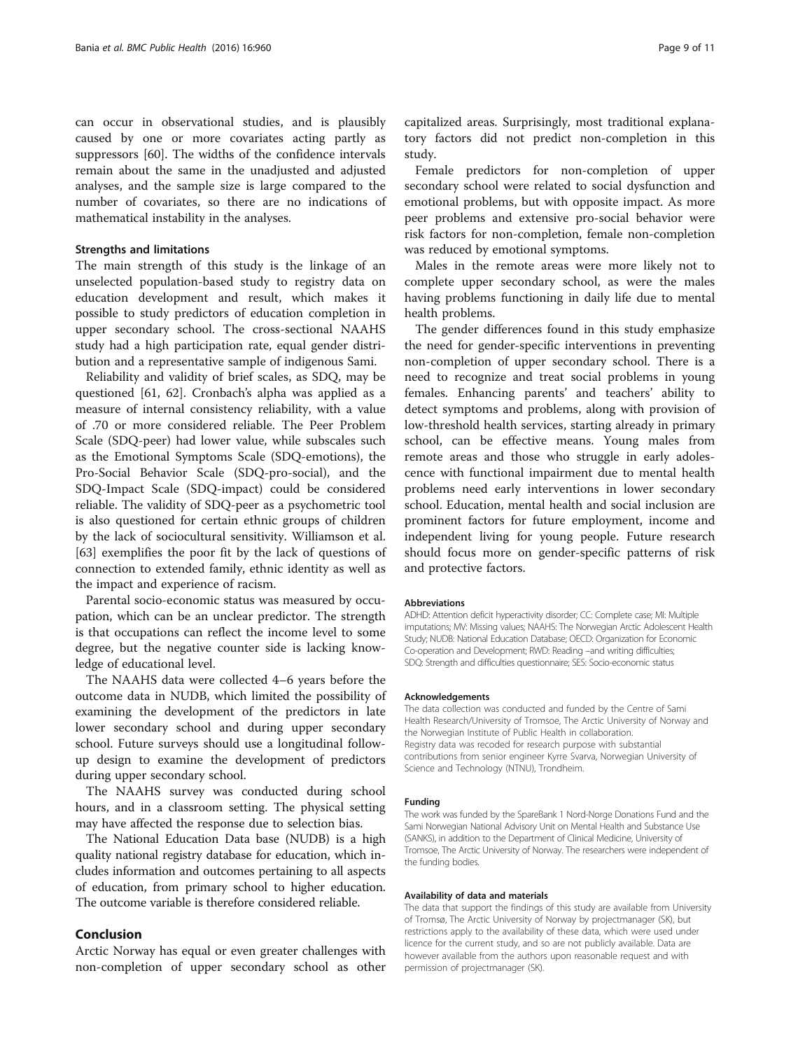can occur in observational studies, and is plausibly caused by one or more covariates acting partly as suppressors [60]. The widths of the confidence intervals remain about the same in the unadjusted and adjusted analyses, and the sample size is large compared to the number of covariates, so there are no indications of mathematical instability in the analyses.

### Strengths and limitations

The main strength of this study is the linkage of an unselected population-based study to registry data on education development and result, which makes it possible to study predictors of education completion in upper secondary school. The cross-sectional NAAHS study had a high participation rate, equal gender distribution and a representative sample of indigenous Sami.

Reliability and validity of brief scales, as SDQ, may be questioned [61, 62]. Cronbach's alpha was applied as a measure of internal consistency reliability, with a value of .70 or more considered reliable. The Peer Problem Scale (SDQ-peer) had lower value, while subscales such as the Emotional Symptoms Scale (SDQ-emotions), the Pro-Social Behavior Scale (SDQ-pro-social), and the SDQ-Impact Scale (SDQ-impact) could be considered reliable. The validity of SDQ-peer as a psychometric tool is also questioned for certain ethnic groups of children by the lack of sociocultural sensitivity. Williamson et al. [63] exemplifies the poor fit by the lack of questions of connection to extended family, ethnic identity as well as the impact and experience of racism.

Parental socio-economic status was measured by occupation, which can be an unclear predictor. The strength is that occupations can reflect the income level to some degree, but the negative counter side is lacking knowledge of educational level.

The NAAHS data were collected 4–6 years before the outcome data in NUDB, which limited the possibility of examining the development of the predictors in late lower secondary school and during upper secondary school. Future surveys should use a longitudinal follow-up design to examine the development of predictors during upper secondary school.

The NAAHS survey was conducted during school hours, and in a classroom setting. The physical setting may have affected the response due to selection bias.

The National Education Data base (NUDB) is a high quality national registry database for education, which includes information and outcomes pertaining to all aspects of education, from primary school to higher education. The outcome variable is therefore considered reliable.

## Conclusion

Arctic Norway has equal or even greater challenges with non-completion of upper secondary school as other capitalized areas. Surprisingly, most traditional explanatory factors did not predict non-completion in this study.

Female predictors for non-completion of upper secondary school were related to social dysfunction and emotional problems, but with opposite impact. As more peer problems and extensive pro-social behavior were risk factors for non-completion, female non-completion was reduced by emotional symptoms.

Males in the remote areas were more likely not to complete upper secondary school, as were the males having problems functioning in daily life due to mental health problems.

The gender differences found in this study emphasize the need for gender-specific interventions in preventing non-completion of upper secondary school. There is a need to recognize and treat social problems in young females. Enhancing parents' and teachers' ability to detect symptoms and problems, along with provision of low-threshold health services, starting already in primary school, can be effective means. Young males from remote areas and those who struggle in early adolescence with functional impairment due to mental health problems need early interventions in lower secondary school. Education, mental health and social inclusion are prominent factors for future employment, income and independent living for young people. Future research should focus more on gender-specific patterns of risk and protective factors.

#### Abbreviations

ADHD: Attention deficit hyperactivity disorder; CC: Complete case; MI: Multiple imputations; MV: Missing values; NAAHS: The Norwegian Arctic Adolescent Health Study; NUDB: National Education Database; OECD: Organization for Economic Co-operation and Development; RWD: Reading –and writing difficulties; SDQ: Strength and difficulties questionnaire; SES: Socio-economic status

#### Acknowledgements

The data collection was conducted and funded by the Centre of Sami Health Research/University of Tromsoe, The Arctic University of Norway and the Norwegian Institute of Public Health in collaboration.
Registry data was recoded for research purpose with substantial contributions from senior engineer Kyrre Svarva, Norwegian University of Science and Technology (NTNU), Trondheim.

#### Funding

The work was funded by the SpareBank 1 Nord-Norge Donations Fund and the Sami Norwegian National Advisory Unit on Mental Health and Substance Use (SANKS), in addition to the Department of Clinical Medicine, University of Tromsoe, The Arctic University of Norway. The researchers were independent of the funding bodies.

#### Availability of data and materials

The data that support the findings of this study are available from University of Tromsø, The Arctic University of Norway by projectmanager (SK), but restrictions apply to the availability of these data, which were used under licence for the current study, and so are not publicly available. Data are however available from the authors upon reasonable request and with permission of projectmanager (SK).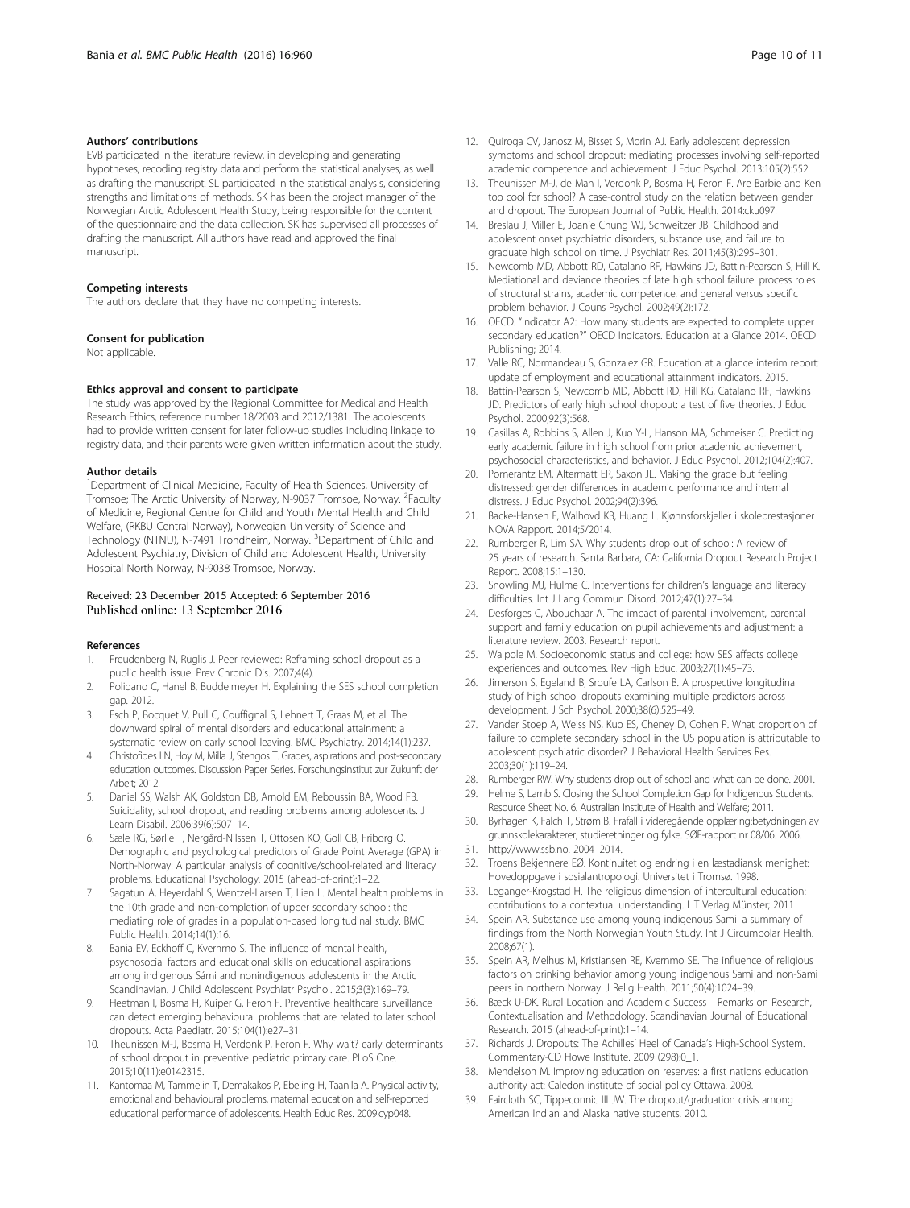### Authors' contributions

EVB participated in the literature review, in developing and generating hypotheses, recoding registry data and perform the statistical analyses, as well as drafting the manuscript. SL participated in the statistical analysis, considering strengths and limitations of methods. SK has been the project manager of the Norwegian Arctic Adolescent Health Study, being responsible for the content of the questionnaire and the data collection. SK has supervised all processes of drafting the manuscript. All authors have read and approved the final manuscript.

### Competing interests

The authors declare that they have no competing interests.

### Consent for publication

Not applicable.

### Ethics approval and consent to participate

The study was approved by the Regional Committee for Medical and Health Research Ethics, reference number 18/2003 and 2012/1381. The adolescents had to provide written consent for later follow-up studies including linkage to registry data, and their parents were given written information about the study.

### Author details

[1]Department of Clinical Medicine, Faculty of Health Sciences, University of Tromsoe; The Arctic University of Norway, N-9037 Tromsoe, Norway. [2]Faculty of Medicine, Regional Centre for Child and Youth Mental Health and Child Welfare, (RKBU Central Norway), Norwegian University of Science and Technology (NTNU), N-7491 Trondheim, Norway. [3]Department of Child and Adolescent Psychiatry, Division of Child and Adolescent Health, University Hospital North Norway, N-9038 Tromsoe, Norway.

Received: 23 December 2015 Accepted: 6 September 2016
Published online: 13 September 2016

### References

1. Freudenberg N, Ruglis J. Peer reviewed: Reframing school dropout as a public health issue. Prev Chronic Dis. 2007;4(4).
2. Polidano C, Hanel B, Buddelmeyer H. Explaining the SES school completion gap. 2012.
3. Esch P, Bocquet V, Pull C, Couffignal S, Lehnert T, Graas M, et al. The downward spiral of mental disorders and educational attainment: a systematic review on early school leaving. BMC Psychiatry. 2014;14(1):237.
4. Christofides LN, Hoy M, Milla J, Stengos T. Grades, aspirations and post-secondary education outcomes. Discussion Paper Series. Forschungsinstitut zur Zukunft der Arbeit; 2012.
5. Daniel SS, Walsh AK, Goldston DB, Arnold EM, Reboussin BA, Wood FB. Suicidality, school dropout, and reading problems among adolescents. J Learn Disabil. 2006;39(6):507–14.
6. Sæle RG, Sørlie T, Nergård-Nilssen T, Ottosen KO, Goll CB, Friborg O. Demographic and psychological predictors of Grade Point Average (GPA) in North-Norway: A particular analysis of cognitive/school-related and literacy problems. Educational Psychology. 2015 (ahead-of-print):1–22.
7. Sagatun A, Heyerdahl S, Wentzel-Larsen T, Lien L. Mental health problems in the 10th grade and non-completion of upper secondary school: the mediating role of grades in a population-based longitudinal study. BMC Public Health. 2014;14(1):16.
8. Bania EV, Eckhoff C, Kvernmo S. The influence of mental health, psychosocial factors and educational skills on educational aspirations among indigenous Sámi and nonindigenous adolescents in the Arctic Scandinavian. J Child Adolescent Psychiatr Psychol. 2015;3(3):169–79.
9. Heetman I, Bosma H, Kuiper G, Feron F. Preventive healthcare surveillance can detect emerging behavioural problems that are related to later school dropouts. Acta Paediatr. 2015;104(1):e27–31.
10. Theunissen M-J, Bosma H, Verdonk P, Feron F. Why wait? early determinants of school dropout in preventive pediatric primary care. PLoS One. 2015;10(11):e0142315.
11. Kantomaa M, Tammelin T, Demakakos P, Ebeling H, Taanila A. Physical activity, emotional and behavioural problems, maternal education and self-reported educational performance of adolescents. Health Educ Res. 2009:cyp048.
12. Quiroga CV, Janosz M, Bisset S, Morin AJ. Early adolescent depression symptoms and school dropout: mediating processes involving self-reported academic competence and achievement. J Educ Psychol. 2013;105(2):552.
13. Theunissen M-J, de Man I, Verdonk P, Bosma H, Feron F. Are Barbie and Ken too cool for school? A case-control study on the relation between gender and dropout. The European Journal of Public Health. 2014:cku097.
14. Breslau J, Miller E, Joanie Chung WJ, Schweitzer JB. Childhood and adolescent onset psychiatric disorders, substance use, and failure to graduate high school on time. J Psychiatr Res. 2011;45(3):295–301.
15. Newcomb MD, Abbott RD, Catalano RF, Hawkins JD, Battin-Pearson S, Hill K. Mediational and deviance theories of late high school failure: process roles of structural strains, academic competence, and general versus specific problem behavior. J Couns Psychol. 2002;49(2):172.
16. OECD. "Indicator A2: How many students are expected to complete upper secondary education?" OECD Indicators. Education at a Glance 2014. OECD Publishing; 2014.
17. Valle RC, Normandeau S, Gonzalez GR. Education at a glance interim report: update of employment and educational attainment indicators. 2015.
18. Battin-Pearson S, Newcomb MD, Abbott RD, Hill KG, Catalano RF, Hawkins JD. Predictors of early high school dropout: a test of five theories. J Educ Psychol. 2000;92(3):568.
19. Casillas A, Robbins S, Allen J, Kuo Y-L, Hanson MA, Schmeiser C. Predicting early academic failure in high school from prior academic achievement, psychosocial characteristics, and behavior. J Educ Psychol. 2012;104(2):407.
20. Pomerantz EM, Altermatt ER, Saxon JL. Making the grade but feeling distressed: gender differences in academic performance and internal distress. J Educ Psychol. 2002;94(2):396.
21. Backe-Hansen E, Walhovd KB, Huang L. Kjønnsforskjeller i skoleprestasjoner NOVA Rapport. 2014;5/2014.
22. Rumberger R, Lim SA. Why students drop out of school: A review of 25 years of research. Santa Barbara, CA: California Dropout Research Project Report. 2008;15:1–130.
23. Snowling MJ, Hulme C. Interventions for children's language and literacy difficulties. Int J Lang Commun Disord. 2012;47(1):27–34.
24. Desforges C, Abouchaar A. The impact of parental involvement, parental support and family education on pupil achievements and adjustment: a literature review. 2003. Research report.
25. Walpole M. Socioeconomic status and college: how SES affects college experiences and outcomes. Rev High Educ. 2003;27(1):45–73.
26. Jimerson S, Egeland B, Sroufe LA, Carlson B. A prospective longitudinal study of high school dropouts examining multiple predictors across development. J Sch Psychol. 2000;38(6):525–49.
27. Vander Stoep A, Weiss NS, Kuo ES, Cheney D, Cohen P. What proportion of failure to complete secondary school in the US population is attributable to adolescent psychiatric disorder? J Behavioral Health Services Res. 2003;30(1):119–24.
28. Rumberger RW. Why students drop out of school and what can be done. 2001.
29. Helme S, Lamb S. Closing the School Completion Gap for Indigenous Students. Resource Sheet No. 6. Australian Institute of Health and Welfare; 2011.
30. Byrhagen K, Falch T, Strøm B. Frafall i videregående opplæring:betydningen av grunnskolekarakterer, studieretninger og fylke. SØF-rapport nr 08/06. 2006.
31. http://www.ssb.no. 2004–2014.
32. Troens Bekjennere EØ. Kontinuitet og endring i en læstadiansk menighet: Hovedoppgave i sosialantropologi. Universitet i Tromsø. 1998.
33. Leganger-Krogstad H. The religious dimension of intercultural education: contributions to a contextual understanding. LIT Verlag Münster; 2011
34. Spein AR. Substance use among young indigenous Sami–a summary of findings from the North Norwegian Youth Study. Int J Circumpolar Health. 2008;67(1).
35. Spein AR, Melhus M, Kristiansen RE, Kvernmo SE. The influence of religious factors on drinking behavior among young indigenous Sami and non-Sami peers in northern Norway. J Relig Health. 2011;50(4):1024–39.
36. Bæck U-DK. Rural Location and Academic Success—Remarks on Research, Contextualisation and Methodology. Scandinavian Journal of Educational Research. 2015 (ahead-of-print):1–14.
37. Richards J. Dropouts: The Achilles' Heel of Canada's High-School System. Commentary-CD Howe Institute. 2009 (298):0_1.
38. Mendelson M. Improving education on reserves: a first nations education authority act: Caledon institute of social policy Ottawa. 2008.
39. Faircloth SC, Tippeconnic III JW. The dropout/graduation crisis among American Indian and Alaska native students. 2010.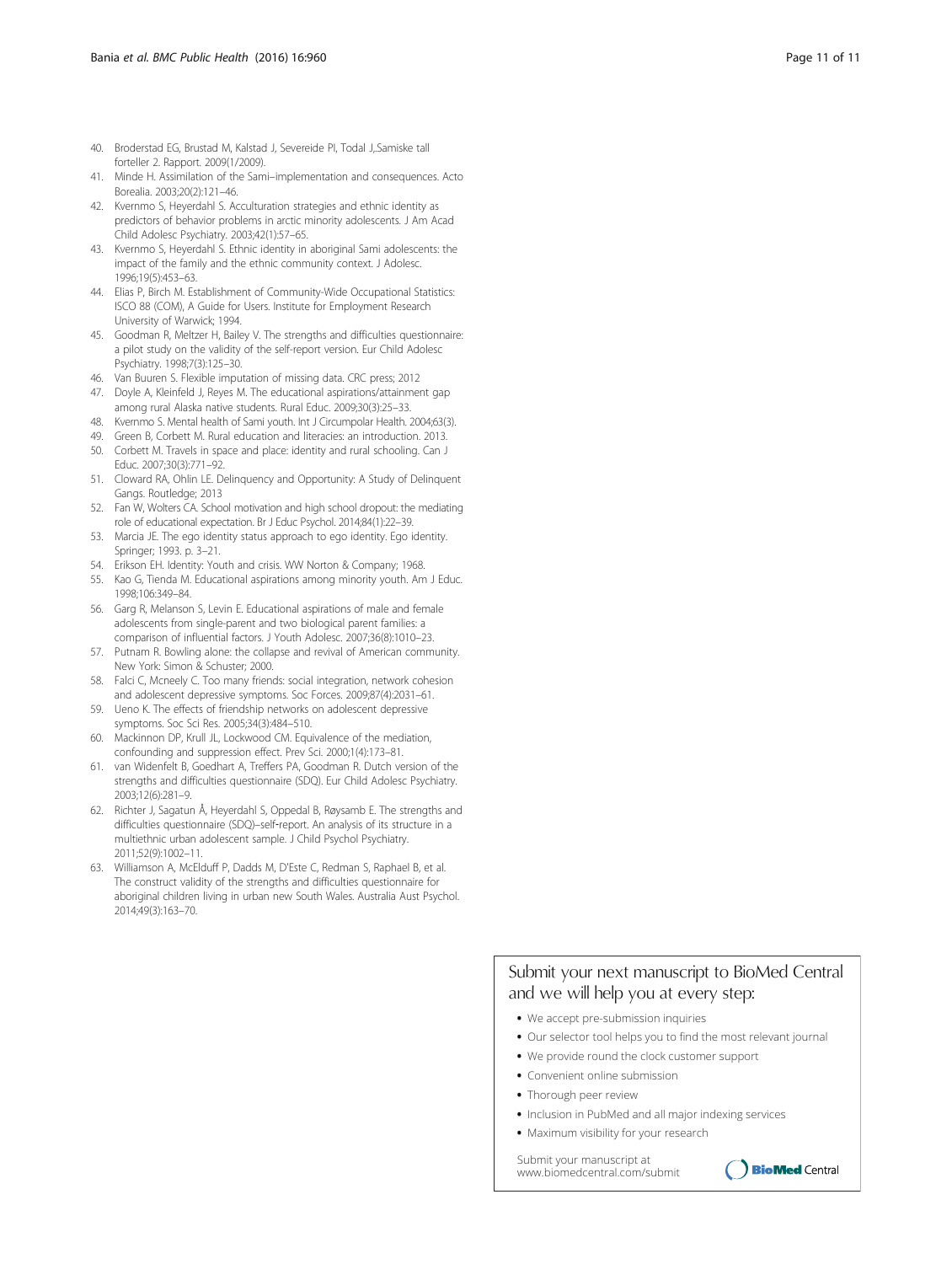40. Broderstad EG, Brustad M, Kalstad J, Severeide PI, Todal J,.Samiske tall forteller 2. Rapport. 2009(1/2009).
41. Minde H. Assimilation of the Sami–implementation and consequences. Acto Borealia. 2003;20(2):121–46.
42. Kvernmo S, Heyerdahl S. Acculturation strategies and ethnic identity as predictors of behavior problems in arctic minority adolescents. J Am Acad Child Adolesc Psychiatry. 2003;42(1):57–65.
43. Kvernmo S, Heyerdahl S. Ethnic identity in aboriginal Sami adolescents: the impact of the family and the ethnic community context. J Adolesc. 1996;19(5):453–63.
44. Elias P, Birch M. Establishment of Community-Wide Occupational Statistics: ISCO 88 (COM), A Guide for Users. Institute for Employment Research University of Warwick; 1994.
45. Goodman R, Meltzer H, Bailey V. The strengths and difficulties questionnaire: a pilot study on the validity of the self-report version. Eur Child Adolesc Psychiatry. 1998;7(3):125–30.
46. Van Buuren S. Flexible imputation of missing data. CRC press; 2012
47. Doyle A, Kleinfeld J, Reyes M. The educational aspirations/attainment gap among rural Alaska native students. Rural Educ. 2009;30(3):25–33.
48. Kvernmo S. Mental health of Sami youth. Int J Circumpolar Health. 2004;63(3).
49. Green B, Corbett M. Rural education and literacies: an introduction. 2013.
50. Corbett M. Travels in space and place: identity and rural schooling. Can J Educ. 2007;30(3):771–92.
51. Cloward RA, Ohlin LE. Delinquency and Opportunity: A Study of Delinquent Gangs. Routledge; 2013
52. Fan W, Wolters CA. School motivation and high school dropout: the mediating role of educational expectation. Br J Educ Psychol. 2014;84(1):22–39.
53. Marcia JE. The ego identity status approach to ego identity. Ego identity. Springer; 1993. p. 3–21.
54. Erikson EH. Identity: Youth and crisis. WW Norton & Company; 1968.
55. Kao G, Tienda M. Educational aspirations among minority youth. Am J Educ. 1998;106:349–84.
56. Garg R, Melanson S, Levin E. Educational aspirations of male and female adolescents from single-parent and two biological parent families: a comparison of influential factors. J Youth Adolesc. 2007;36(8):1010–23.
57. Putnam R. Bowling alone: the collapse and revival of American community. New York: Simon & Schuster; 2000.
58. Falci C, Mcneely C. Too many friends: social integration, network cohesion and adolescent depressive symptoms. Soc Forces. 2009;87(4):2031–61.
59. Ueno K. The effects of friendship networks on adolescent depressive symptoms. Soc Sci Res. 2005;34(3):484–510.
60. Mackinnon DP, Krull JL, Lockwood CM. Equivalence of the mediation, confounding and suppression effect. Prev Sci. 2000;1(4):173–81.
61. van Widenfelt B, Goedhart A, Treffers PA, Goodman R. Dutch version of the strengths and difficulties questionnaire (SDQ). Eur Child Adolesc Psychiatry. 2003;12(6):281–9.
62. Richter J, Sagatun Å, Heyerdahl S, Oppedal B, Røysamb E. The strengths and difficulties questionnaire (SDQ)–self-report. An analysis of its structure in a multiethnic urban adolescent sample. J Child Psychol Psychiatry. 2011;52(9):1002–11.
63. Williamson A, McElduff P, Dadds M, D'Este C, Redman S, Raphael B, et al. The construct validity of the strengths and difficulties questionnaire for aboriginal children living in urban new South Wales. Australia Aust Psychol. 2014;49(3):163–70.

Submit your next manuscript to BioMed Central and we will help you at every step:

- We accept pre-submission inquiries
- Our selector tool helps you to find the most relevant journal
- We provide round the clock customer support
- Convenient online submission
- Thorough peer review
- Inclusion in PubMed and all major indexing services
- Maximum visibility for your research

Submit your manuscript at www.biomedcentral.com/submit

BioMed Central